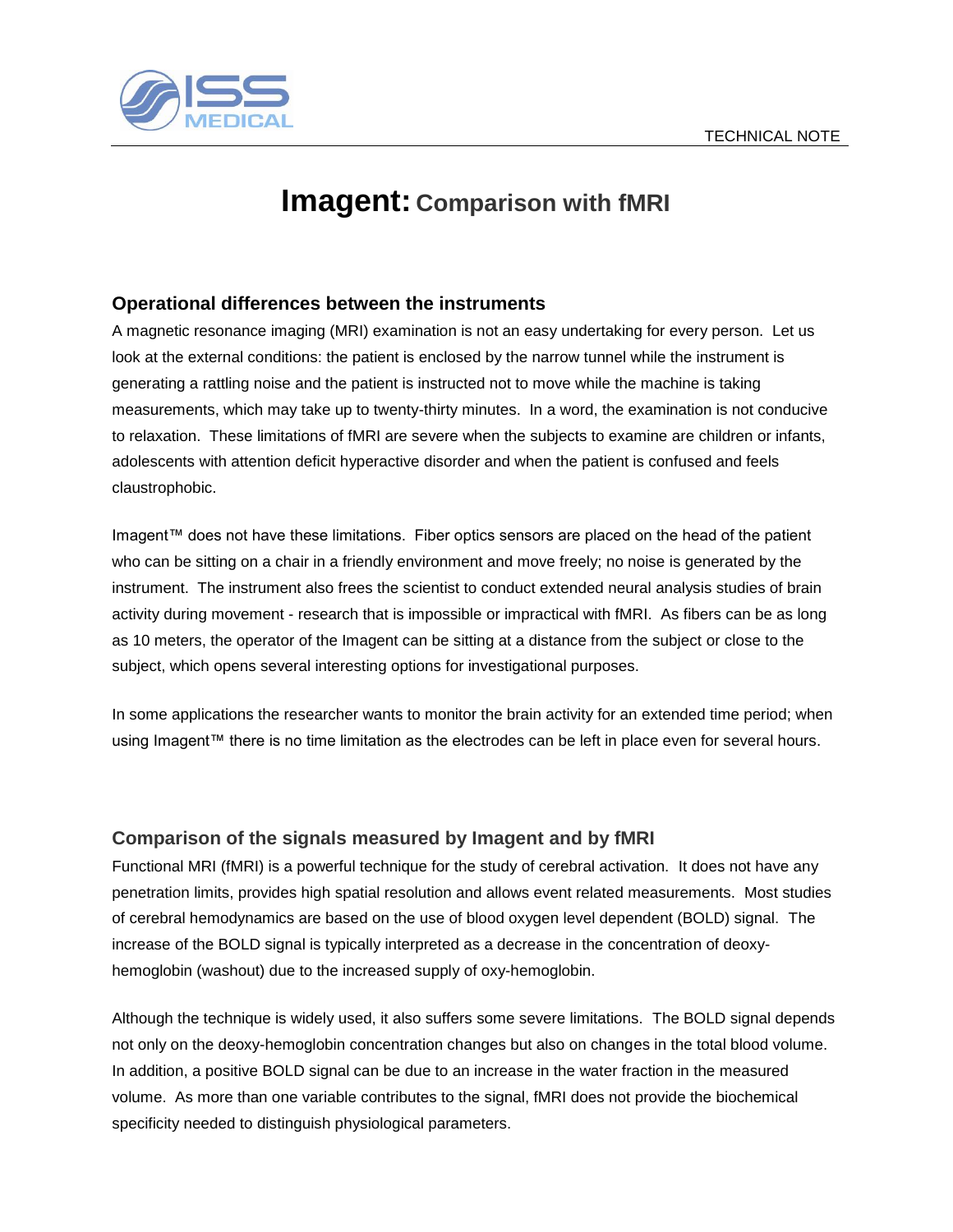TECHNICAL NOTE

# Imagent: Comparison with fMRI

## Operational differences between the instruments

A magnetic resonance imaging (MRI) examination is not an easy undertaking for every person. Let us look at the external conditions: the patient is enclosed by the narrow tunnel while the instrument is generating a rattling noise and the patient is instructed not to move while the machine is taking measurements, which may take up to twenty-thirty minutes. In a word, the examination is not conducive to relaxation. These limitations of fMRI are severe when the subjects to examine are children or infants, adolescents with attention deficit hyperactive disorder and when the patient is confused and feels claustrophobic.

Imagent™ does not have these limitations. Fiber optics sensors are placed on the head of the patient who can be sitting on a chair in a friendly environment and move freely; no noise is generated by the instrument. The instrument also frees the scientist to conduct extended neural analysis studies of brain activity during movement - research that is impossible or impractical with fMRI. As fibers can be as long as 10 meters, the operator of the Imagent can be sitting at a distance from the subject or close to the subject, which opens several interesting options for investigational purposes.

In some applications the researcher wants to monitor the brain activity for an extended time period; when using Imagent™ there is no time limitation as the electrodes can be left in place even for several hours.

## Comparison of the signals measured by Imagent and by fMRI

Functional MRI (fMRI) is a powerful technique for the study of cerebral activation. It does not have any penetration limits, provides high spatial resolution and allows event related measurements. Most studies of cerebral hemodynamics are based on the use of blood oxygen level dependent (BOLD) signal. The increase of the BOLD signal is typically interpreted as a decrease in the concentration of deoxy-hemoglobin (washout) due to the increased supply of oxy-hemoglobin.

Although the technique is widely used, it also suffers some severe limitations. The BOLD signal depends not only on the deoxy-hemoglobin concentration changes but also on changes in the total blood volume. In addition, a positive BOLD signal can be due to an increase in the water fraction in the measured volume. As more than one variable contributes to the signal, fMRI does not provide the biochemical specificity needed to distinguish physiological parameters.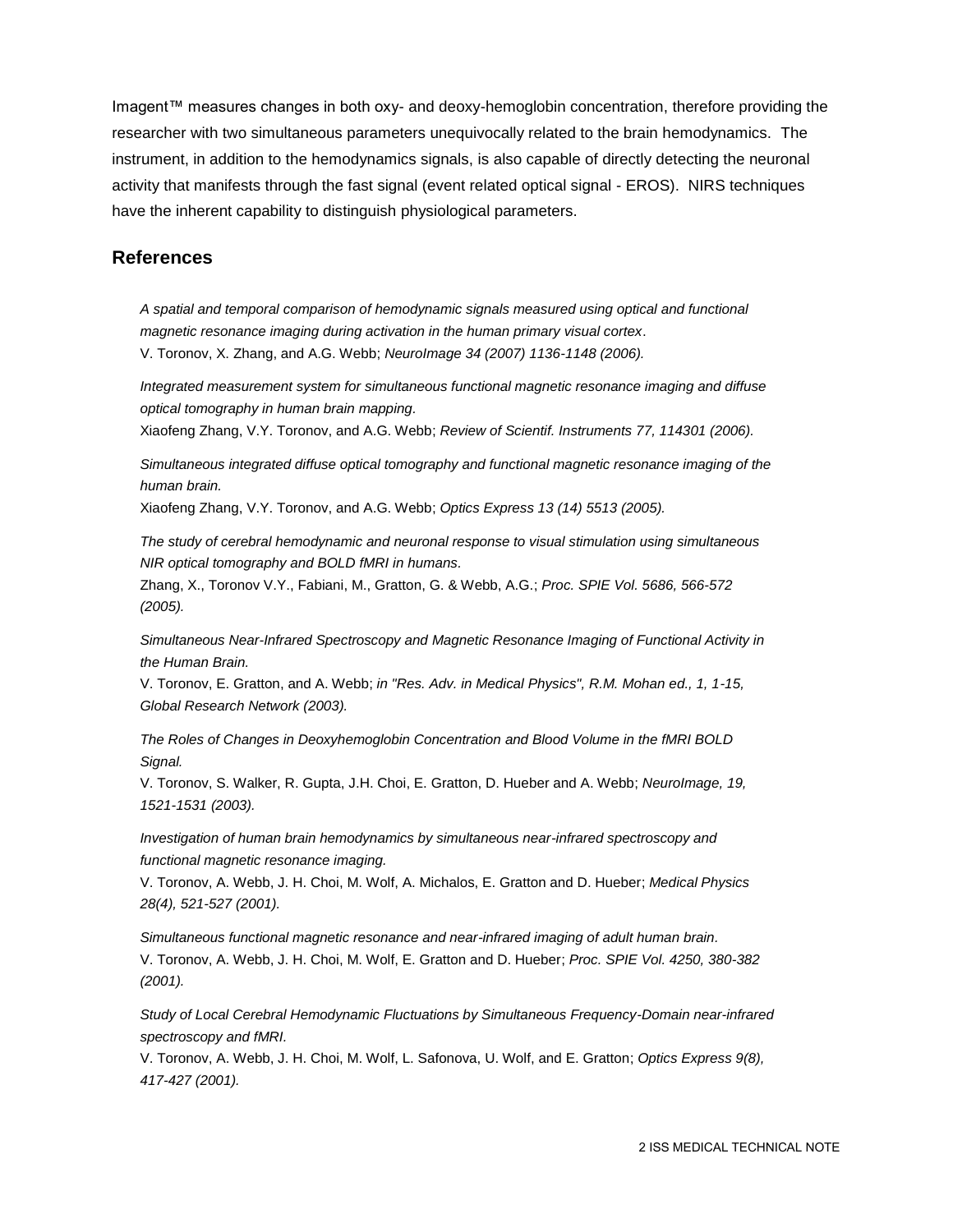Imagent™ measures changes in both oxy- and deoxy-hemoglobin concentration, therefore providing the researcher with two simultaneous parameters unequivocally related to the brain hemodynamics. The instrument, in addition to the hemodynamics signals, is also capable of directly detecting the neuronal activity that manifests through the fast signal (event related optical signal - EROS). NIRS techniques have the inherent capability to distinguish physiological parameters.

## References

*A spatial and temporal comparison of hemodynamic signals measured using optical and functional magnetic resonance imaging during activation in the human primary visual cortex*.
V. Toronov, X. Zhang, and A.G. Webb; *NeuroImage 34 (2007) 1136-1148 (2006).*

*Integrated measurement system for simultaneous functional magnetic resonance imaging and diffuse optical tomography in human brain mapping*.
Xiaofeng Zhang, V.Y. Toronov, and A.G. Webb; *Review of Scientif. Instruments 77, 114301 (2006).*

*Simultaneous integrated diffuse optical tomography and functional magnetic resonance imaging of the human brain.*
Xiaofeng Zhang, V.Y. Toronov, and A.G. Webb; *Optics Express 13 (14) 5513 (2005).*

*The study of cerebral hemodynamic and neuronal response to visual stimulation using simultaneous NIR optical tomography and BOLD fMRI in humans.*
Zhang, X., Toronov V.Y., Fabiani, M., Gratton, G. & Webb, A.G.; *Proc. SPIE Vol. 5686, 566-572 (2005).*

*Simultaneous Near-Infrared Spectroscopy and Magnetic Resonance Imaging of Functional Activity in the Human Brain.*
V. Toronov, E. Gratton, and A. Webb; *in "Res. Adv. in Medical Physics", R.M. Mohan ed., 1, 1-15, Global Research Network (2003).*

*The Roles of Changes in Deoxyhemoglobin Concentration and Blood Volume in the fMRI BOLD Signal.*
V. Toronov, S. Walker, R. Gupta, J.H. Choi, E. Gratton, D. Hueber and A. Webb; *NeuroImage, 19, 1521-1531 (2003).*

*Investigation of human brain hemodynamics by simultaneous near-infrared spectroscopy and functional magnetic resonance imaging.*
V. Toronov, A. Webb, J. H. Choi, M. Wolf, A. Michalos, E. Gratton and D. Hueber; *Medical Physics 28(4), 521-527 (2001).*

*Simultaneous functional magnetic resonance and near-infrared imaging of adult human brain.*
V. Toronov, A. Webb, J. H. Choi, M. Wolf, E. Gratton and D. Hueber; *Proc. SPIE Vol. 4250, 380-382 (2001).*

*Study of Local Cerebral Hemodynamic Fluctuations by Simultaneous Frequency-Domain near-infrared spectroscopy and fMRI.*
V. Toronov, A. Webb, J. H. Choi, M. Wolf, L. Safonova, U. Wolf, and E. Gratton; *Optics Express 9(8), 417-427 (2001).*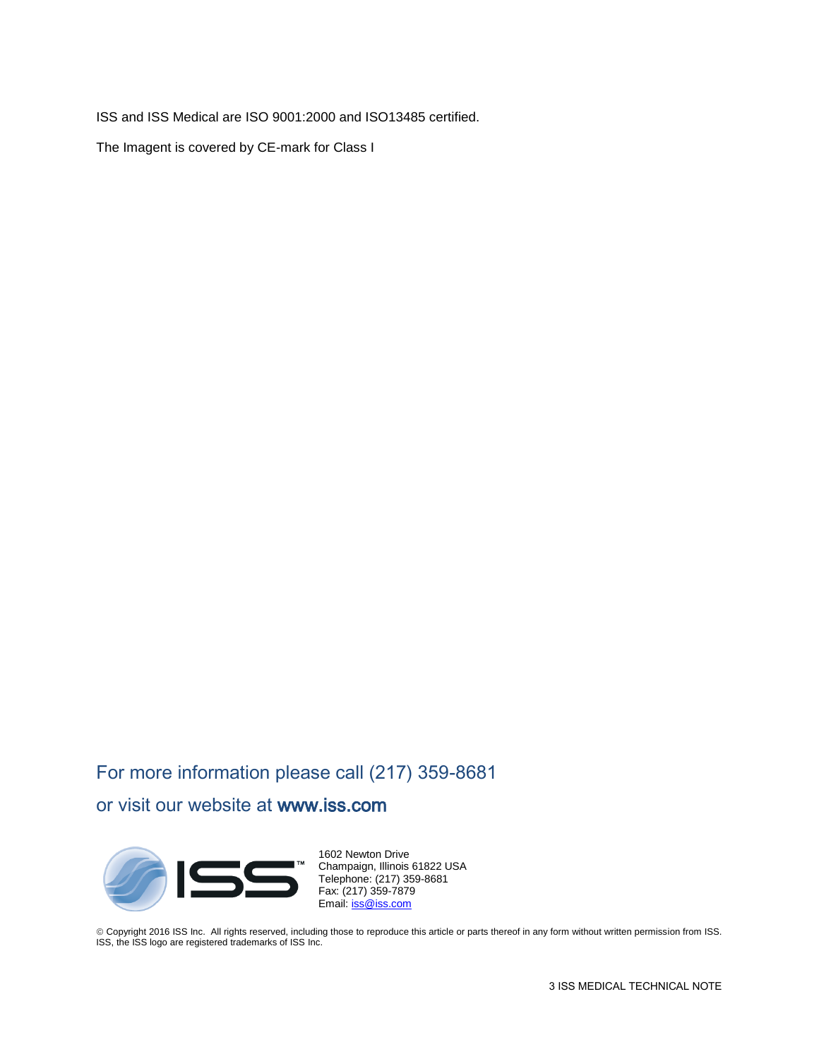ISS and ISS Medical are ISO 9001:2000 and ISO13485 certified.

The Imagent is covered by CE-mark for Class I

For more information please call (217) 359-8681

or visit our website at **www.iss.com**

1602 Newton Drive
Champaign, Illinois 61822 USA
Telephone: (217) 359-8681
Fax: (217) 359-7879
Email: iss@iss.com

© Copyright 2016 ISS Inc. All rights reserved, including those to reproduce this article or parts thereof in any form without written permission from ISS.
ISS, the ISS logo are registered trademarks of ISS Inc.